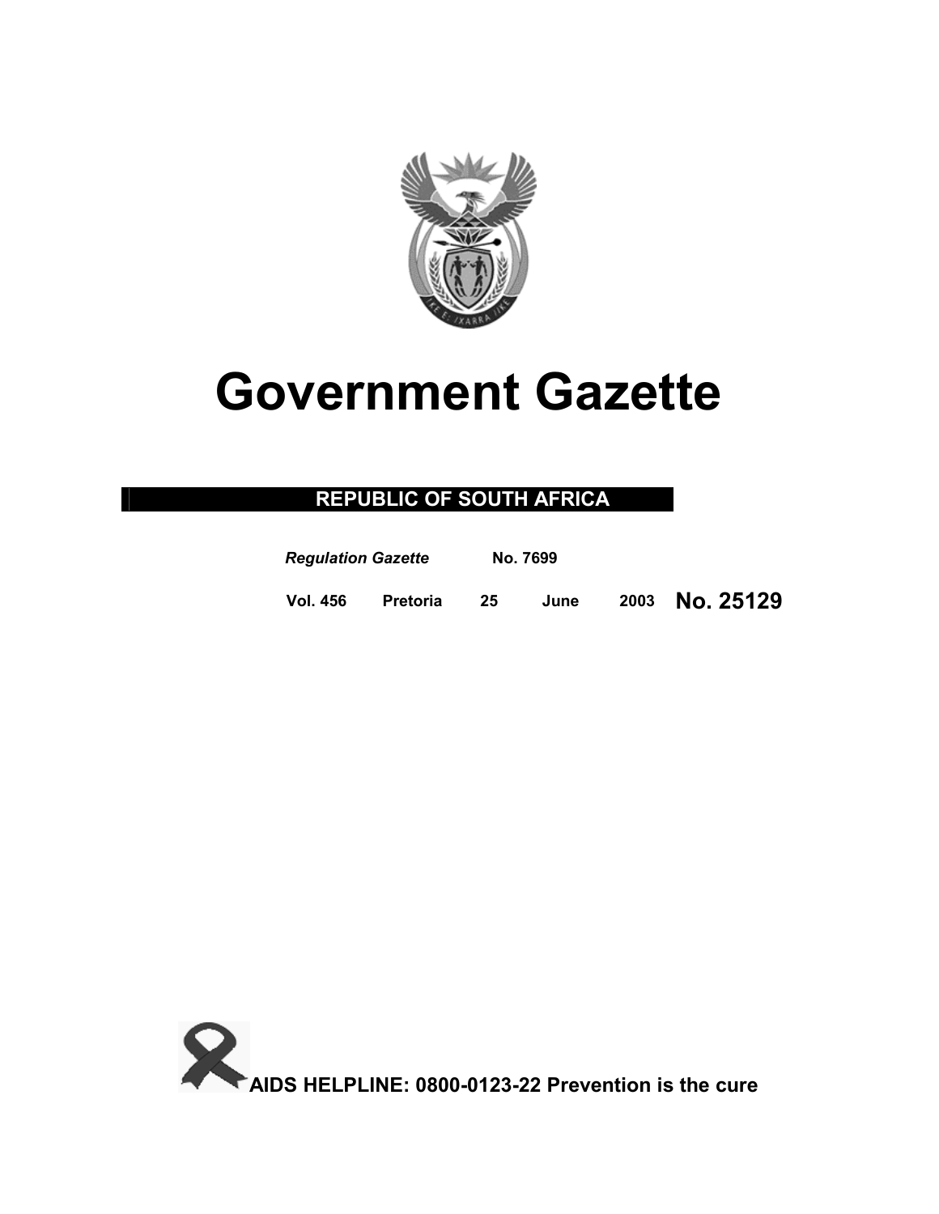# Government Gazette

**REPUBLIC OF SOUTH AFRICA**

***Regulation Gazette*** **No. 7699**

**Vol. 456 Pretoria 25 June 2003 No. 25129**

**AIDS HELPLINE: 0800-0123-22 Prevention is the cure**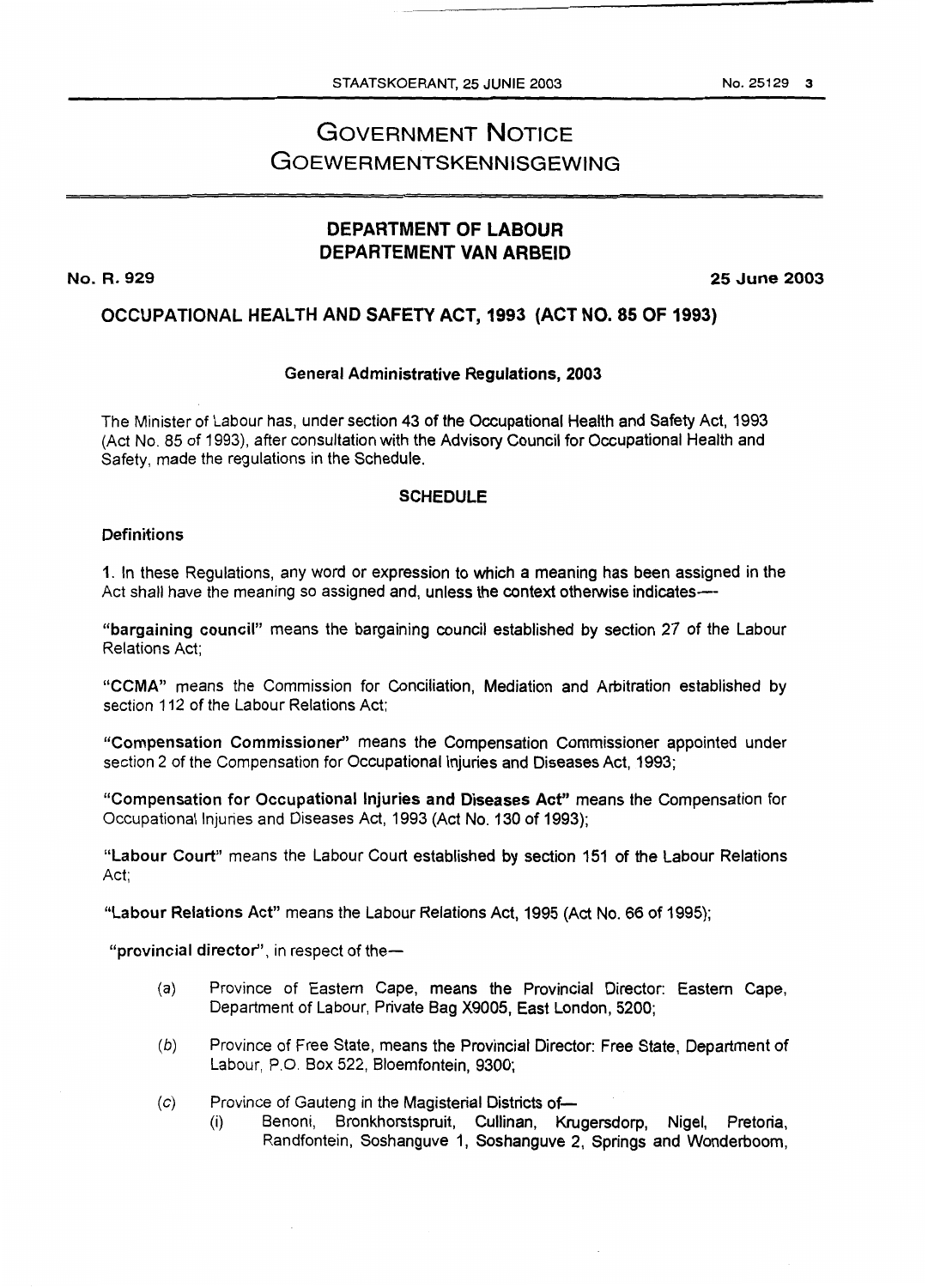# GOVERNMENT NOTICE
# GOEWERMENTSKENNISGEWING

## DEPARTMENT OF LABOUR
## DEPARTEMENT VAN ARBEID

**No. R. 929** **25 June 2003**

### OCCUPATIONAL HEALTH AND SAFETY ACT, 1993 (ACT NO. 85 OF 1993)

#### General Administrative Regulations, 2003

The Minister of Labour has, under section 43 of the Occupational Health and Safety Act, 1993 (Act No. 85 of 1993), after consultation with the Advisory Council for Occupational Health and Safety, made the regulations in the Schedule.

#### SCHEDULE

**Definitions**

1. In these Regulations, any word or expression to which a meaning has been assigned in the Act shall have the meaning so assigned and, unless the context otherwise indicates—

**"bargaining council"** means the bargaining council established by section 27 of the Labour Relations Act;

**"CCMA"** means the Commission for Conciliation, Mediation and Arbitration established by section 112 of the Labour Relations Act;

**"Compensation Commissioner"** means the Compensation Commissioner appointed under section 2 of the Compensation for Occupational Injuries and Diseases Act, 1993;

**"Compensation for Occupational Injuries and Diseases Act"** means the Compensation for Occupational Injuries and Diseases Act, 1993 (Act No. 130 of 1993);

**"Labour Court"** means the Labour Court established by section 151 of the Labour Relations Act;

**"Labour Relations Act"** means the Labour Relations Act, 1995 (Act No. 66 of 1995);

**"provincial director"**, in respect of the—

(*a*) Province of Eastern Cape, means the Provincial Director: Eastern Cape, Department of Labour, Private Bag X9005, East London, 5200;

(*b*) Province of Free State, means the Provincial Director: Free State, Department of Labour, P.O. Box 522, Bloemfontein, 9300;

(*c*) Province of Gauteng in the Magisterial Districts of—
  (i) Benoni, Bronkhorstspruit, Cullinan, Krugersdorp, Nigel, Pretoria, Randfontein, Soshanguve 1, Soshanguve 2, Springs and Wonderboom,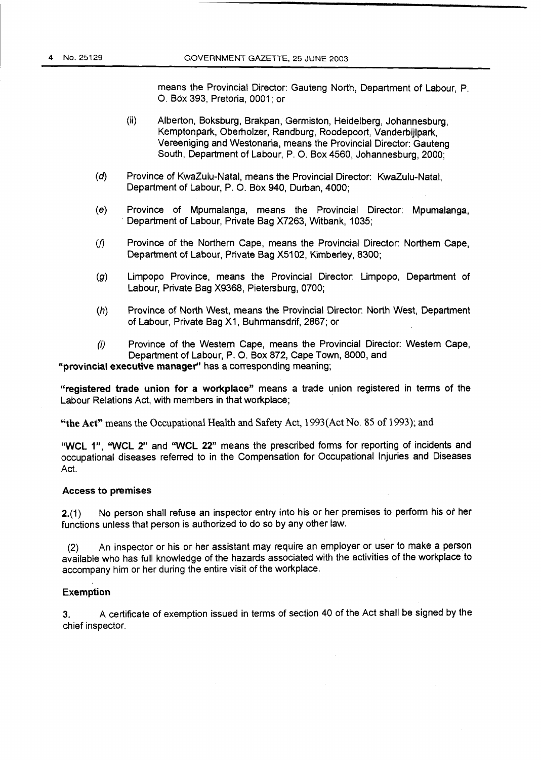means the Provincial Director: Gauteng North, Department of Labour, P. O. Box 393, Pretoria, 0001; or

(ii) Alberton, Boksburg, Brakpan, Germiston, Heidelberg, Johannesburg, Kemptonpark, Oberholzer, Randburg, Roodepoort, Vanderbijlpark, Vereeniging and Westonaria, means the Provincial Director: Gauteng South, Department of Labour, P. O. Box 4560, Johannesburg, 2000;

(*d*) Province of KwaZulu-Natal, means the Provincial Director: KwaZulu-Natal, Department of Labour, P. O. Box 940, Durban, 4000;

(*e*) Province of Mpumalanga, means the Provincial Director: Mpumalanga, Department of Labour, Private Bag X7263, Witbank, 1035;

(*f*) Province of the Northern Cape, means the Provincial Director: Northern Cape, Department of Labour, Private Bag X5102, Kimberley, 8300;

(*g*) Limpopo Province, means the Provincial Director: Limpopo, Department of Labour, Private Bag X9368, Pietersburg, 0700;

(*h*) Province of North West, means the Provincial Director: North West, Department of Labour, Private Bag X1, Buhrmansdrif, 2867; or

(*i*) Province of the Western Cape, means the Provincial Director: Western Cape, Department of Labour, P. O. Box 872, Cape Town, 8000, and

**"provincial executive manager"** has a corresponding meaning;

**"registered trade union for a workplace"** means a trade union registered in terms of the Labour Relations Act, with members in that workplace;

**"the Act"** means the Occupational Health and Safety Act, 1993(Act No. 85 of 1993); and

**"WCL 1"**, **"WCL 2"** and **"WCL 22"** means the prescribed forms for reporting of incidents and occupational diseases referred to in the Compensation for Occupational Injuries and Diseases Act.

### Access to premises

**2.**(1) No person shall refuse an inspector entry into his or her premises to perform his or her functions unless that person is authorized to do so by any other law.

(2) An inspector or his or her assistant may require an employer or user to make a person available who has full knowledge of the hazards associated with the activities of the workplace to accompany him or her during the entire visit of the workplace.

### Exemption

**3.** A certificate of exemption issued in terms of section 40 of the Act shall be signed by the chief inspector.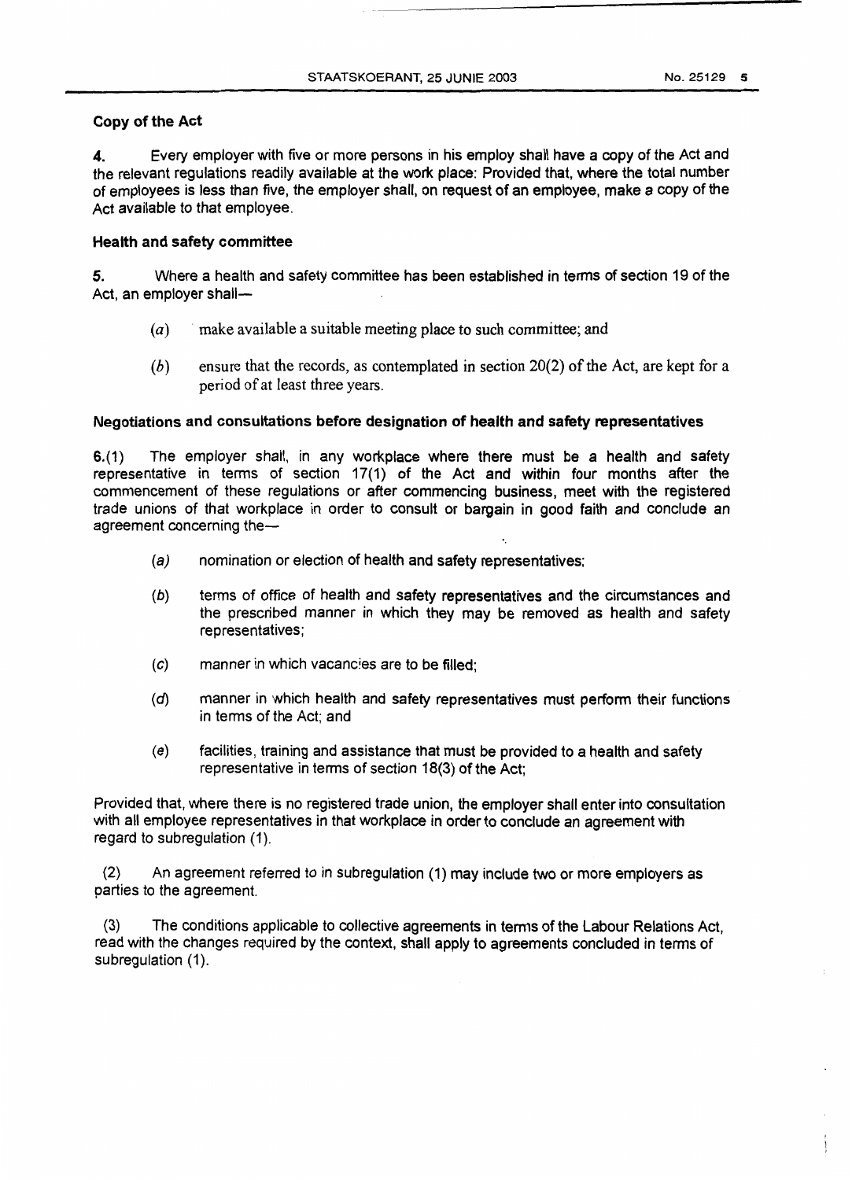### Copy of the Act

**4.** Every employer with five or more persons in his employ shall have a copy of the Act and the relevant regulations readily available at the work place: Provided that, where the total number of employees is less than five, the employer shall, on request of an employee, make a copy of the Act available to that employee.

### Health and safety committee

**5.** Where a health and safety committee has been established in terms of section 19 of the Act, an employer shall—

- (*a*) make available a suitable meeting place to such committee; and
- (*b*) ensure that the records, as contemplated in section 20(2) of the Act, are kept for a period of at least three years.

### Negotiations and consultations before designation of health and safety representatives

**6.**(1) The employer shall, in any workplace where there must be a health and safety representative in terms of section 17(1) of the Act and within four months after the commencement of these regulations or after commencing business, meet with the registered trade unions of that workplace in order to consult or bargain in good faith and conclude an agreement concerning the—

- (*a*) nomination or election of health and safety representatives;
- (*b*) terms of office of health and safety representatives and the circumstances and the prescribed manner in which they may be removed as health and safety representatives;
- (*c*) manner in which vacancies are to be filled;
- (*d*) manner in which health and safety representatives must perform their functions in terms of the Act; and
- (*e*) facilities, training and assistance that must be provided to a health and safety representative in terms of section 18(3) of the Act;

Provided that, where there is no registered trade union, the employer shall enter into consultation with all employee representatives in that workplace in order to conclude an agreement with regard to subregulation (1).

(2) An agreement referred to in subregulation (1) may include two or more employers as parties to the agreement.

(3) The conditions applicable to collective agreements in terms of the Labour Relations Act, read with the changes required by the context, shall apply to agreements concluded in terms of subregulation (1).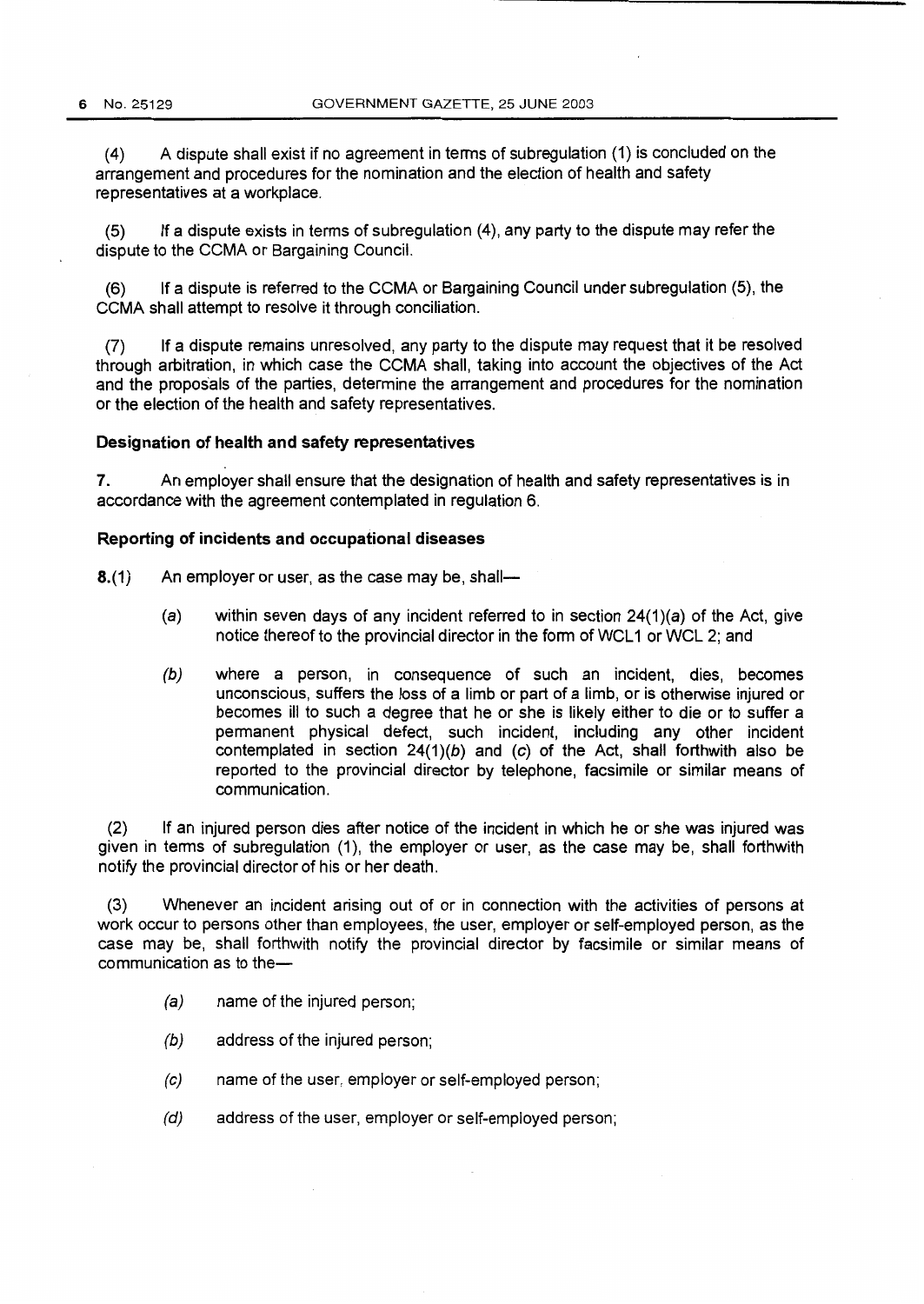(4) A dispute shall exist if no agreement in terms of subregulation (1) is concluded on the arrangement and procedures for the nomination and the election of health and safety representatives at a workplace.

(5) If a dispute exists in terms of subregulation (4), any party to the dispute may refer the dispute to the CCMA or Bargaining Council.

(6) If a dispute is referred to the CCMA or Bargaining Council under subregulation (5), the CCMA shall attempt to resolve it through conciliation.

(7) If a dispute remains unresolved, any party to the dispute may request that it be resolved through arbitration, in which case the CCMA shall, taking into account the objectives of the Act and the proposals of the parties, determine the arrangement and procedures for the nomination or the election of the health and safety representatives.

**Designation of health and safety representatives**

**7.** An employer shall ensure that the designation of health and safety representatives is in accordance with the agreement contemplated in regulation 6.

**Reporting of incidents and occupational diseases**

**8.**(1) An employer or user, as the case may be, shall—

(*a*) within seven days of any incident referred to in section 24(1)(*a*) of the Act, give notice thereof to the provincial director in the form of WCL1 or WCL 2; and

(*b*) where a person, in consequence of such an incident, dies, becomes unconscious, suffers the loss of a limb or part of a limb, or is otherwise injured or becomes ill to such a degree that he or she is likely either to die or to suffer a permanent physical defect, such incident, including any other incident contemplated in section 24(1)(*b*) and (*c*) of the Act, shall forthwith also be reported to the provincial director by telephone, facsimile or similar means of communication.

(2) If an injured person dies after notice of the incident in which he or she was injured was given in terms of subregulation (1), the employer or user, as the case may be, shall forthwith notify the provincial director of his or her death.

(3) Whenever an incident arising out of or in connection with the activities of persons at work occur to persons other than employees, the user, employer or self-employed person, as the case may be, shall forthwith notify the provincial director by facsimile or similar means of communication as to the—

(*a*) name of the injured person;

(*b*) address of the injured person;

(*c*) name of the user, employer or self-employed person;

(*d*) address of the user, employer or self-employed person;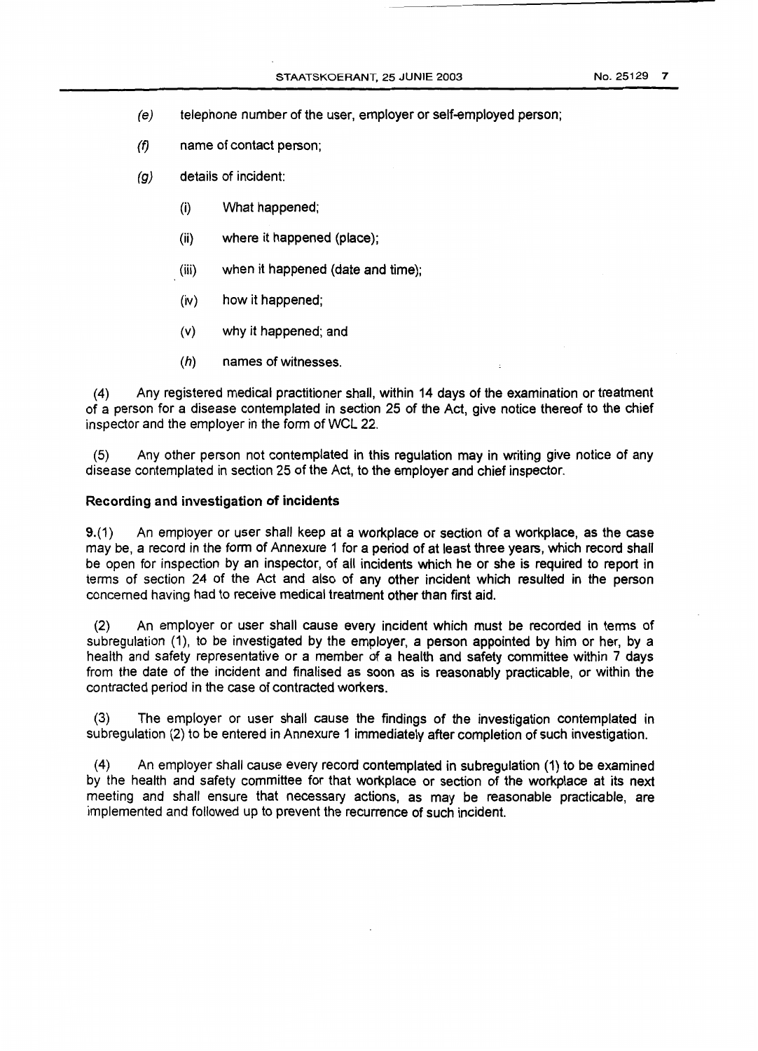(e) telephone number of the user, employer or self-employed person;

(f) name of contact person;

(g) details of incident:

  (i) What happened;

  (ii) where it happened (place);

  (iii) when it happened (date and time);

  (iv) how it happened;

  (v) why it happened; and

  (h) names of witnesses.

(4) Any registered medical practitioner shall, within 14 days of the examination or treatment of a person for a disease contemplated in section 25 of the Act, give notice thereof to the chief inspector and the employer in the form of WCL 22.

(5) Any other person not contemplated in this regulation may in writing give notice of any disease contemplated in section 25 of the Act, to the employer and chief inspector.

**Recording and investigation of incidents**

**9.**(1) An employer or user shall keep at a workplace or section of a workplace, as the case may be, a record in the form of Annexure 1 for a period of at least three years, which record shall be open for inspection by an inspector, of all incidents which he or she is required to report in terms of section 24 of the Act and also of any other incident which resulted in the person concerned having had to receive medical treatment other than first aid.

(2) An employer or user shall cause every incident which must be recorded in terms of subregulation (1), to be investigated by the employer, a person appointed by him or her, by a health and safety representative or a member of a health and safety committee within 7 days from the date of the incident and finalised as soon as is reasonably practicable, or within the contracted period in the case of contracted workers.

(3) The employer or user shall cause the findings of the investigation contemplated in subregulation (2) to be entered in Annexure 1 immediately after completion of such investigation.

(4) An employer shall cause every record contemplated in subregulation (1) to be examined by the health and safety committee for that workplace or section of the workplace at its next meeting and shall ensure that necessary actions, as may be reasonable practicable, are implemented and followed up to prevent the recurrence of such incident.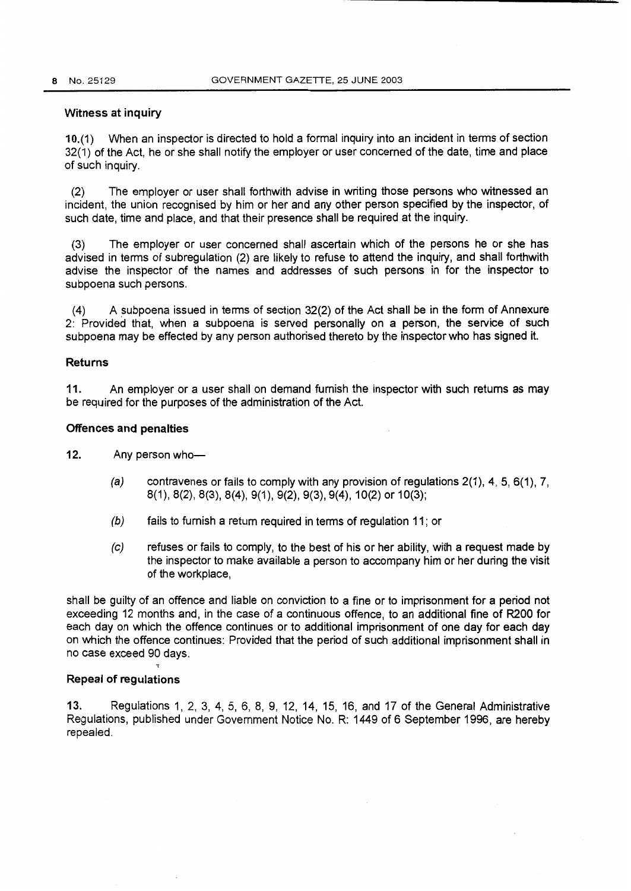### Witness at inquiry

**10.**(1) When an inspector is directed to hold a formal inquiry into an incident in terms of section 32(1) of the Act, he or she shall notify the employer or user concerned of the date, time and place of such inquiry.

(2) The employer or user shall forthwith advise in writing those persons who witnessed an incident, the union recognised by him or her and any other person specified by the inspector, of such date, time and place, and that their presence shall be required at the inquiry.

(3) The employer or user concerned shall ascertain which of the persons he or she has advised in terms of subregulation (2) are likely to refuse to attend the inquiry, and shall forthwith advise the inspector of the names and addresses of such persons in for the inspector to subpoena such persons.

(4) A subpoena issued in terms of section 32(2) of the Act shall be in the form of Annexure 2: Provided that, when a subpoena is served personally on a person, the service of such subpoena may be effected by any person authorised thereto by the inspector who has signed it.

### Returns

**11.** An employer or a user shall on demand furnish the inspector with such returns as may be required for the purposes of the administration of the Act.

### Offences and penalties

**12.** Any person who—

*(a)* contravenes or fails to comply with any provision of regulations 2(1), 4, 5, 6(1), 7, 8(1), 8(2), 8(3), 8(4), 9(1), 9(2), 9(3), 9(4), 10(2) or 10(3);

*(b)* fails to furnish a return required in terms of regulation 11; or

*(c)* refuses or fails to comply, to the best of his or her ability, with a request made by the inspector to make available a person to accompany him or her during the visit of the workplace,

shall be guilty of an offence and liable on conviction to a fine or to imprisonment for a period not exceeding 12 months and, in the case of a continuous offence, to an additional fine of R200 for each day on which the offence continues or to additional imprisonment of one day for each day on which the offence continues: Provided that the period of such additional imprisonment shall in no case exceed 90 days.

### Repeal of regulations

**13.** Regulations 1, 2, 3, 4, 5, 6, 8, 9, 12, 14, 15, 16, and 17 of the General Administrative Regulations, published under Government Notice No. R: 1449 of 6 September 1996, are hereby repealed.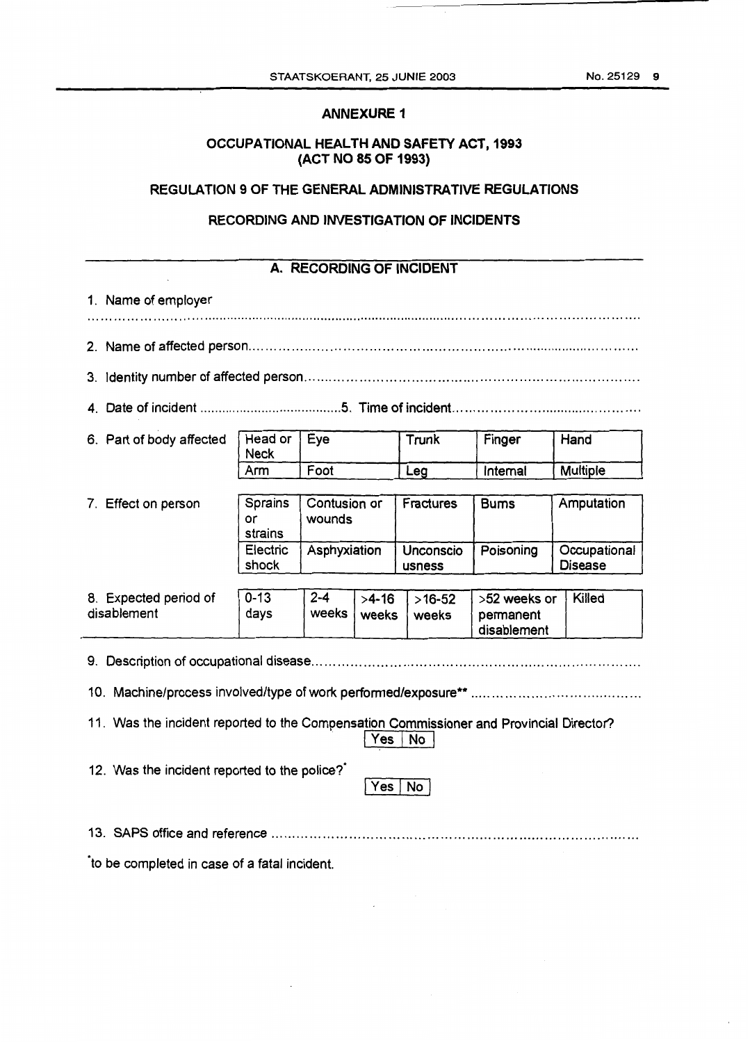## ANNEXURE 1

## OCCUPATIONAL HEALTH AND SAFETY ACT, 1993 (ACT NO 85 OF 1993)

## REGULATION 9 OF THE GENERAL ADMINISTRATIVE REGULATIONS

## RECORDING AND INVESTIGATION OF INCIDENTS

### A. RECORDING OF INCIDENT

1. Name of employer

..........................................................................................................................................

2. Name of affected person...........................................................................................

3. Identity number of affected person..........................................................................

4. Date of incident ....................................... 5. Time of incident...........................................

6. Part of body affected

| Head or Neck | Eye | Trunk | Finger | Hand |
|---|---|---|---|---|
| Arm | Foot | Leg | Internal | Multiple |

7. Effect on person

| Sprains or strains | Contusion or wounds | Fractures | Burns | Amputation |
|---|---|---|---|---|
| Electric shock | Asphyxiation | Unconsciousness | Poisoning | Occupational Disease |

8. Expected period of disablement

| 0-13 days | 2-4 weeks | >4-16 weeks | >16-52 weeks | >52 weeks or permanent disablement | Killed |
|---|---|---|---|---|---|

9. Description of occupational disease...........................................................................

10. Machine/process involved/type of work performed/exposure** ......................................

11. Was the incident reported to the Compensation Commissioner and Provincial Director?

| Yes | No |
|---|---|

12. Was the incident reported to the police?*

| Yes | No |
|---|---|

13. SAPS office and reference ...........................................................................................

*to be completed in case of a fatal incident.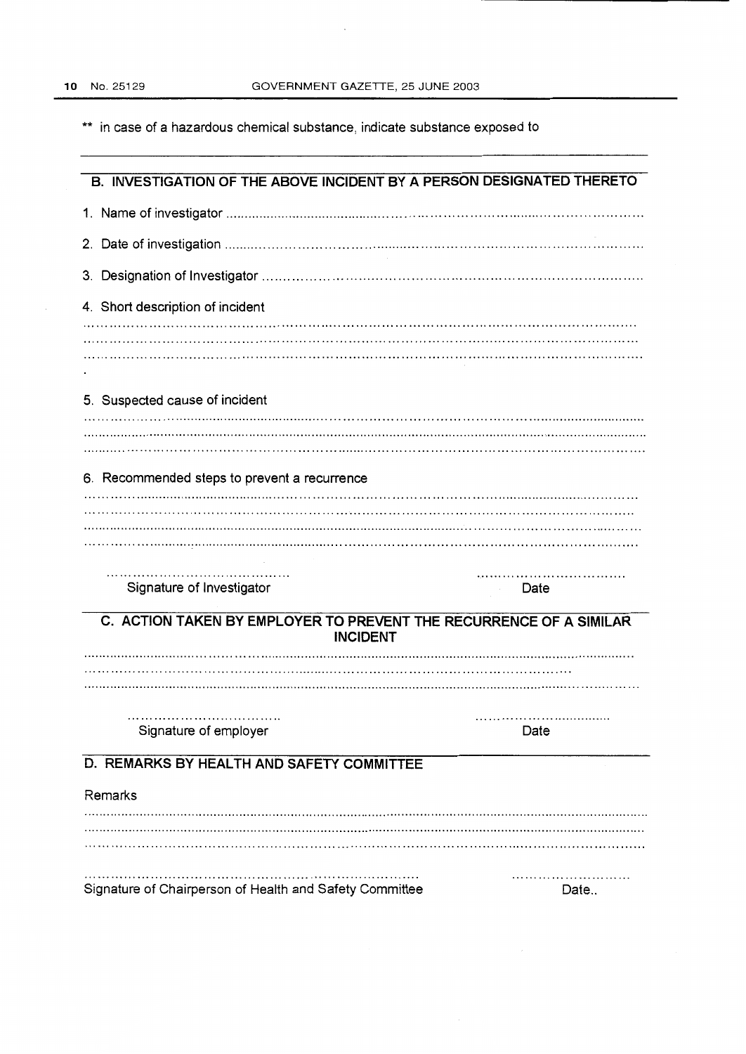** in case of a hazardous chemical substance, indicate substance exposed to

## B. INVESTIGATION OF THE ABOVE INCIDENT BY A PERSON DESIGNATED THERETO

1. Name of investigator ..........................................................................................................

2. Date of investigation ..........................................................................................................

3. Designation of Investigator ..................................................................................................

4. Short description of incident

..........................................................................................................................................
..........................................................................................................................................
..........................................................................................................................................

5. Suspected cause of incident

..........................................................................................................................................
..........................................................................................................................................
..........................................................................................................................................

6. Recommended steps to prevent a recurrence

..........................................................................................................................................
..........................................................................................................................................
..........................................................................................................................................
..........................................................................................................................................

.........................................  
Signature of Investigator

..................................  
Date

## C. ACTION TAKEN BY EMPLOYER TO PREVENT THE RECURRENCE OF A SIMILAR INCIDENT

..........................................................................................................................................
..........................................................................................................................................
..........................................................................................................................................

..................................  
Signature of employer

..................................  
Date

## D. REMARKS BY HEALTH AND SAFETY COMMITTEE

Remarks

..........................................................................................................................................
..........................................................................................................................................
..........................................................................................................................................

..........................................................................................  
Signature of Chairperson of Health and Safety Committee

............................  
Date..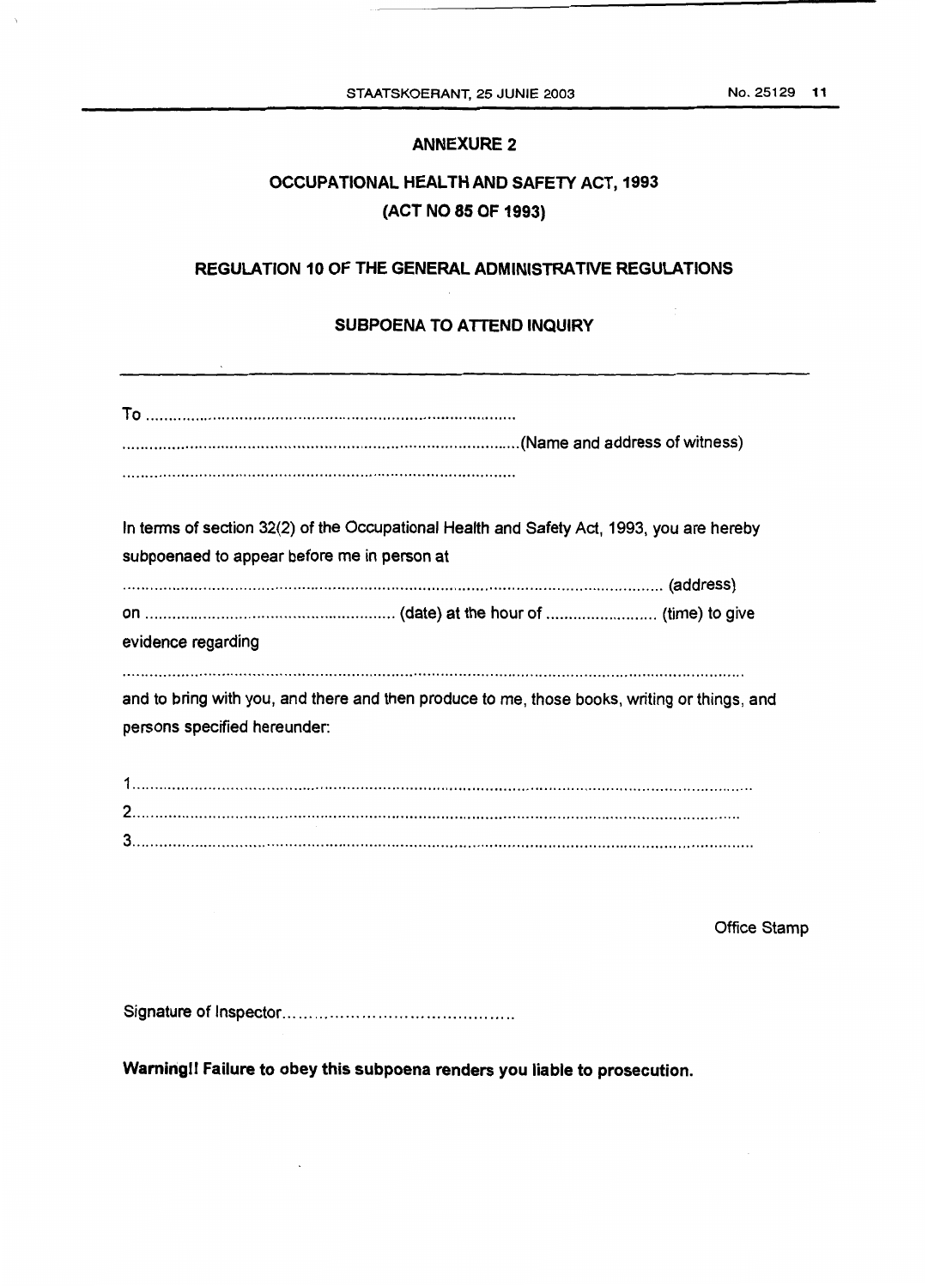# ANNEXURE 2

## OCCUPATIONAL HEALTH AND SAFETY ACT, 1993
## (ACT NO 85 OF 1993)

### REGULATION 10 OF THE GENERAL ADMINISTRATIVE REGULATIONS

### SUBPOENA TO ATTEND INQUIRY

---

To ..........................................................................................

..........................................................................................(Name and address of witness)

..........................................................................................

In terms of section 32(2) of the Occupational Health and Safety Act, 1993, you are hereby subpoenaed to appear before me in person at

.................................................................................................................... (address)

on ....................................................... (date) at the hour of ......................... (time) to give evidence regarding

..............................................................................................................................

and to bring with you, and there and then produce to me, those books, writing or things, and persons specified hereunder:

1..............................................................................................................................
2..............................................................................................................................
3..............................................................................................................................

Office Stamp

Signature of Inspector..............................................

**Warning!! Failure to obey this subpoena renders you liable to prosecution.**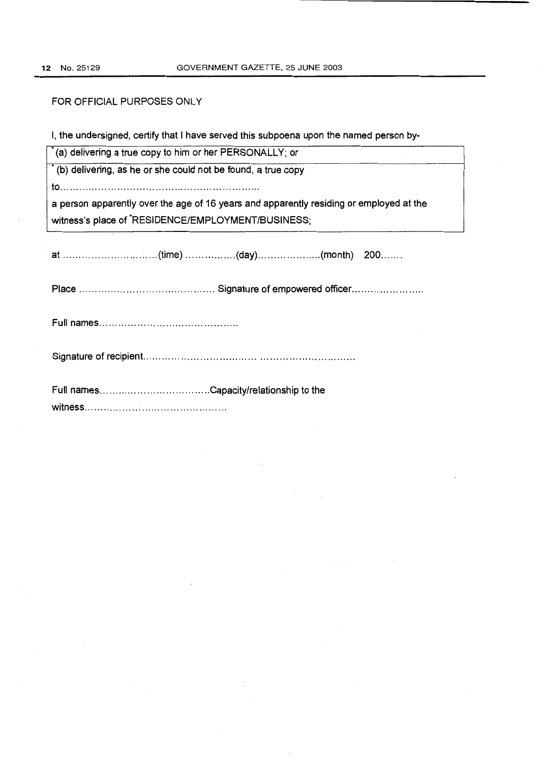FOR OFFICIAL PURPOSES ONLY

I, the undersigned, certify that I have served this subpoena upon the named person by-

| |
|---|
| * (a) delivering a true copy to him or her PERSONALLY; or |
| * (b) delivering, as he or she could not be found, a true copy to............................................................ a person apparently over the age of 16 years and apparently residing or employed at the witness's place of *RESIDENCE/EMPLOYMENT/BUSINESS; |

at ..............................(time) ................(day)....................(month) 200.......

Place .......................................... Signature of empowered officer......................

Full names............................................

Signature of recipient.................................. ..............................

Full names..................................Capacity/relationship to the witness.............................................